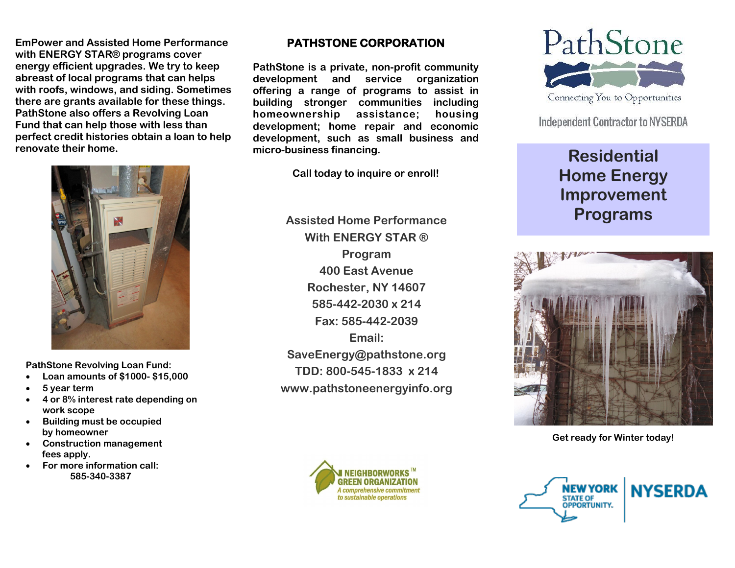**EmPower and Assisted Home Performance with ENERGY STAR® programs cover energy efficient upgrades. We try to keep abreast of local programs that can helps with roofs, windows, and siding. Sometimes there are grants available for these things. PathStone also offers a Revolving Loan Fund that can help those with less than perfect credit histories obtain a loan to help renovate their home.**

**PathStone Revolving Loan Fund:**

- **Loan amounts of $1000- $15,000**
- **5 year term**
- **4 or 8% interest rate depending on work scope**
- **Building must be occupied by homeowner**
- **Construction management fees apply.**
- **For more information call: 585-340-3387**

## PATHSTONE CORPORATION

**PathStone is a private, non-profit community development and service organization offering a range of programs to assist in building stronger communities including homeownership assistance; housing development; home repair and economic development, such as small business and micro-business financing.**

**Call today to inquire or enroll!**

**Assisted Home Performance With ENERGY STAR ® Program**
**400 East Avenue**
**Rochester, NY 14607**
**585-442-2030 x 214**
**Fax: 585-442-2039**
**Email: SaveEnergy@pathstone.org**
**TDD: 800-545-1833 x 214**
**www.pathstoneenergyinfo.org**

NEIGHBORWORKS™ GREEN ORGANIZATION
*A comprehensive commitment to sustainable operations*

PathStone
Connecting You to Opportunities

Independent Contractor to NYSERDA

# Residential Home Energy Improvement Programs

**Get ready for Winter today!**

NEW YORK STATE OF OPPORTUNITY. | NYSERDA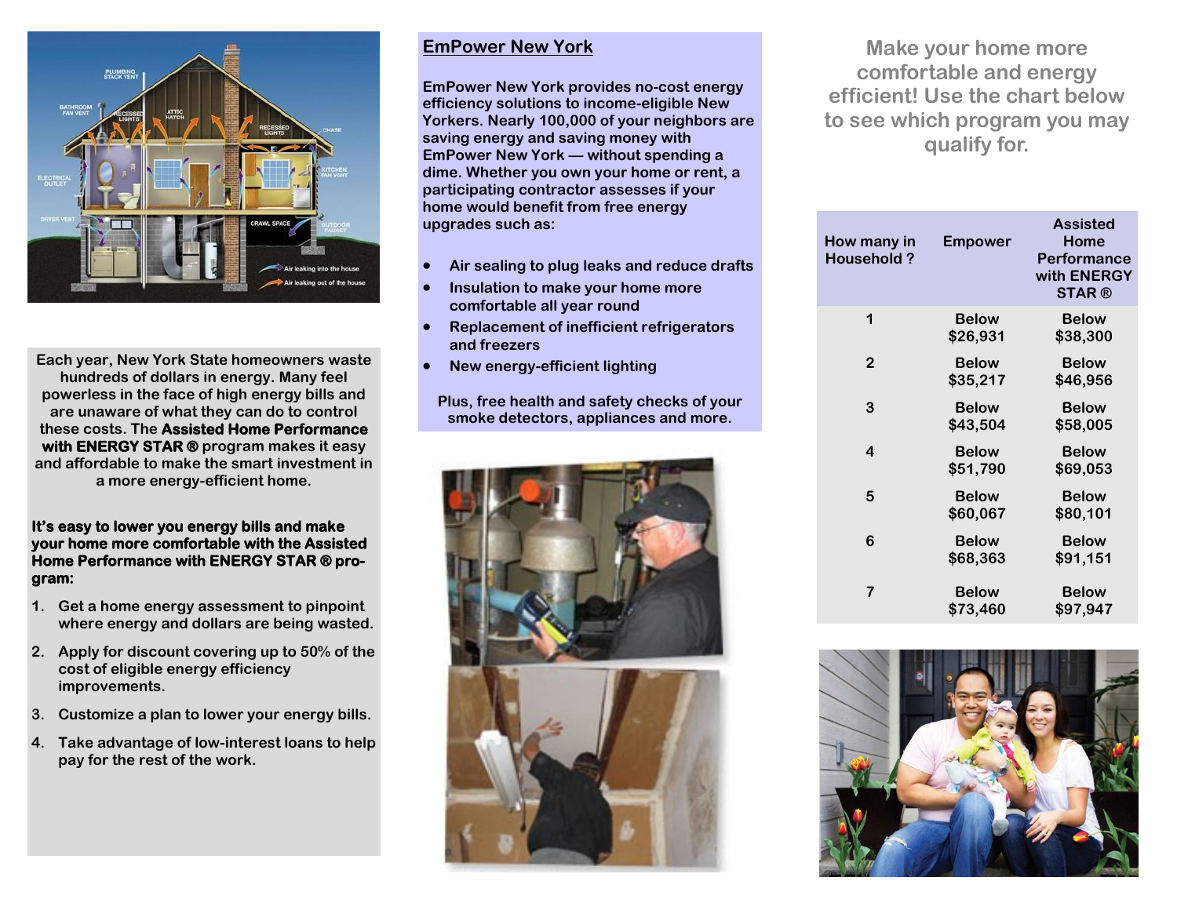Each year, New York State homeowners waste hundreds of dollars in energy. Many feel powerless in the face of high energy bills and are unaware of what they can do to control these costs. The **Assisted Home Performance with ENERGY STAR ®** program makes it easy and affordable to make the smart investment in a more energy-efficient home.

**It's easy to lower you energy bills and make your home more comfortable with the Assisted Home Performance with ENERGY STAR ® program:**

1. Get a home energy assessment to pinpoint where energy and dollars are being wasted.
2. Apply for discount covering up to 50% of the cost of eligible energy efficiency improvements.
3. Customize a plan to lower your energy bills.
4. Take advantage of low-interest loans to help pay for the rest of the work.

## EmPower New York

EmPower New York provides no-cost energy efficiency solutions to income-eligible New Yorkers. Nearly 100,000 of your neighbors are saving energy and saving money with EmPower New York — without spending a dime. Whether you own your home or rent, a participating contractor assesses if your home would benefit from free energy upgrades such as:

- Air sealing to plug leaks and reduce drafts
- Insulation to make your home more comfortable all year round
- Replacement of inefficient refrigerators and freezers
- New energy-efficient lighting

Plus, free health and safety checks of your smoke detectors, appliances and more.

Make your home more comfortable and energy efficient! Use the chart below to see which program you may qualify for.

| How many in Household ? | Empower | Assisted Home Performance with ENERGY STAR ® |
|---|---|---|
| 1 | Below $26,931 | Below $38,300 |
| 2 | Below $35,217 | Below $46,956 |
| 3 | Below $43,504 | Below $58,005 |
| 4 | Below $51,790 | Below $69,053 |
| 5 | Below $60,067 | Below $80,101 |
| 6 | Below $68,363 | Below $91,151 |
| 7 | Below $73,460 | Below $97,947 |